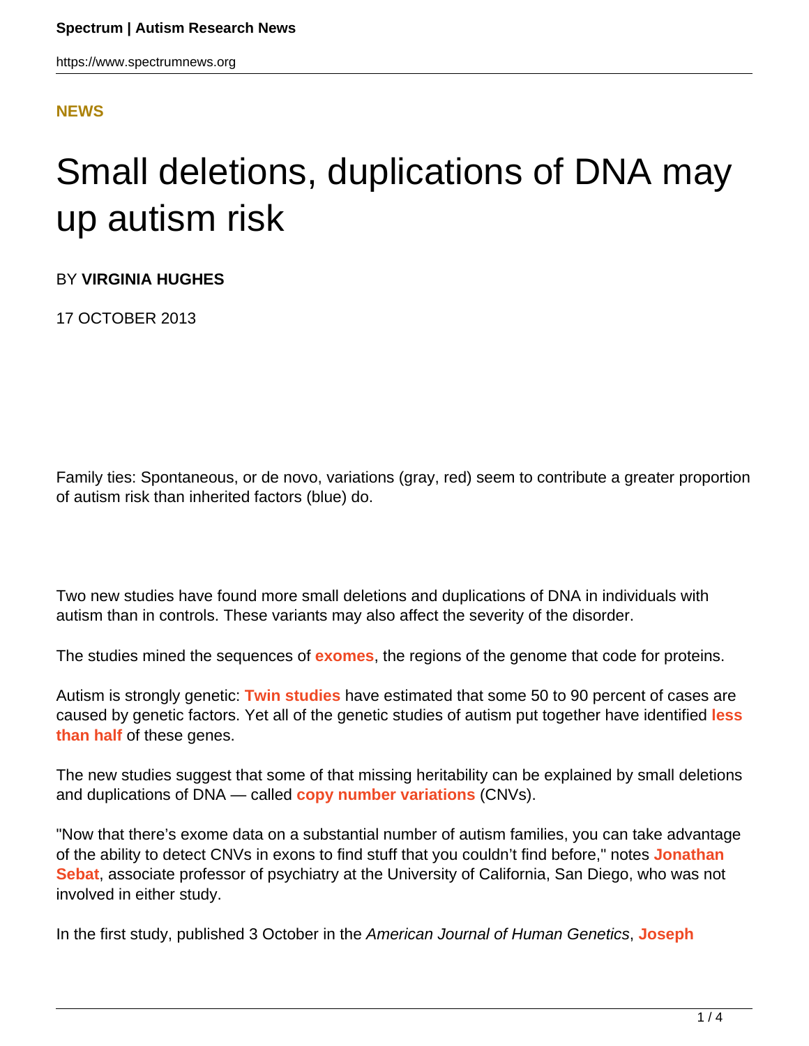**NEWS**

# Small deletions, duplications of DNA may up autism risk

BY **VIRGINIA HUGHES**

17 OCTOBER 2013

Family ties: Spontaneous, or de novo, variations (gray, red) seem to contribute a greater proportion of autism risk than inherited factors (blue) do.

Two new studies have found more small deletions and duplications of DNA in individuals with autism than in controls. These variants may also affect the severity of the disorder.

The studies mined the sequences of **exomes**, the regions of the genome that code for proteins.

Autism is strongly genetic: **Twin studies** have estimated that some 50 to 90 percent of cases are caused by genetic factors. Yet all of the genetic studies of autism put together have identified **less than half** of these genes.

The new studies suggest that some of that missing heritability can be explained by small deletions and duplications of DNA — called **copy number variations** (CNVs).

"Now that there's exome data on a substantial number of autism families, you can take advantage of the ability to detect CNVs in exons to find stuff that you couldn't find before," notes **Jonathan Sebat**, associate professor of psychiatry at the University of California, San Diego, who was not involved in either study.

In the first study, published 3 October in the *American Journal of Human Genetics*, **Joseph**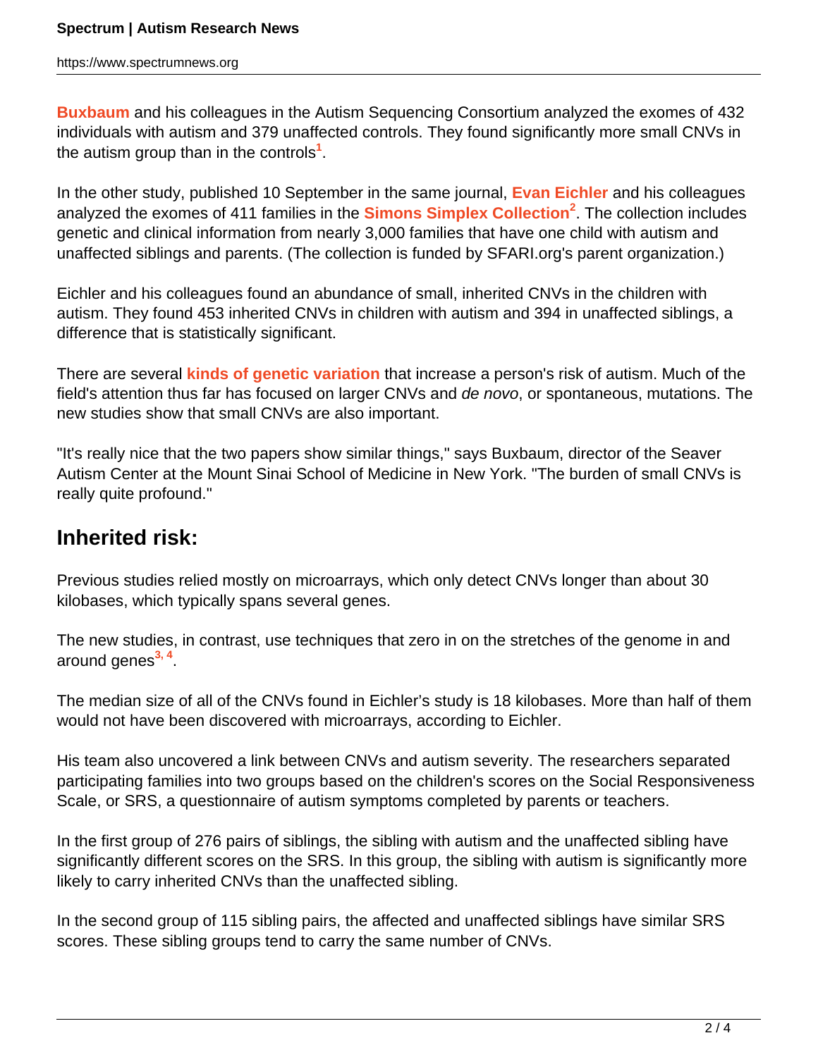**Buxbaum** and his colleagues in the Autism Sequencing Consortium analyzed the exomes of 432 individuals with autism and 379 unaffected controls. They found significantly more small CNVs in the autism group than in the controls[1].

In the other study, published 10 September in the same journal, **Evan Eichler** and his colleagues analyzed the exomes of 411 families in the **Simons Simplex Collection**[2]. The collection includes genetic and clinical information from nearly 3,000 families that have one child with autism and unaffected siblings and parents. (The collection is funded by SFARI.org's parent organization.)

Eichler and his colleagues found an abundance of small, inherited CNVs in the children with autism. They found 453 inherited CNVs in children with autism and 394 in unaffected siblings, a difference that is statistically significant.

There are several **kinds of genetic variation** that increase a person's risk of autism. Much of the field's attention thus far has focused on larger CNVs and *de novo*, or spontaneous, mutations. The new studies show that small CNVs are also important.

"It's really nice that the two papers show similar things," says Buxbaum, director of the Seaver Autism Center at the Mount Sinai School of Medicine in New York. "The burden of small CNVs is really quite profound."

## Inherited risk:

Previous studies relied mostly on microarrays, which only detect CNVs longer than about 30 kilobases, which typically spans several genes.

The new studies, in contrast, use techniques that zero in on the stretches of the genome in and around genes[3, 4].

The median size of all of the CNVs found in Eichler's study is 18 kilobases. More than half of them would not have been discovered with microarrays, according to Eichler.

His team also uncovered a link between CNVs and autism severity. The researchers separated participating families into two groups based on the children's scores on the Social Responsiveness Scale, or SRS, a questionnaire of autism symptoms completed by parents or teachers.

In the first group of 276 pairs of siblings, the sibling with autism and the unaffected sibling have significantly different scores on the SRS. In this group, the sibling with autism is significantly more likely to carry inherited CNVs than the unaffected sibling.

In the second group of 115 sibling pairs, the affected and unaffected siblings have similar SRS scores. These sibling groups tend to carry the same number of CNVs.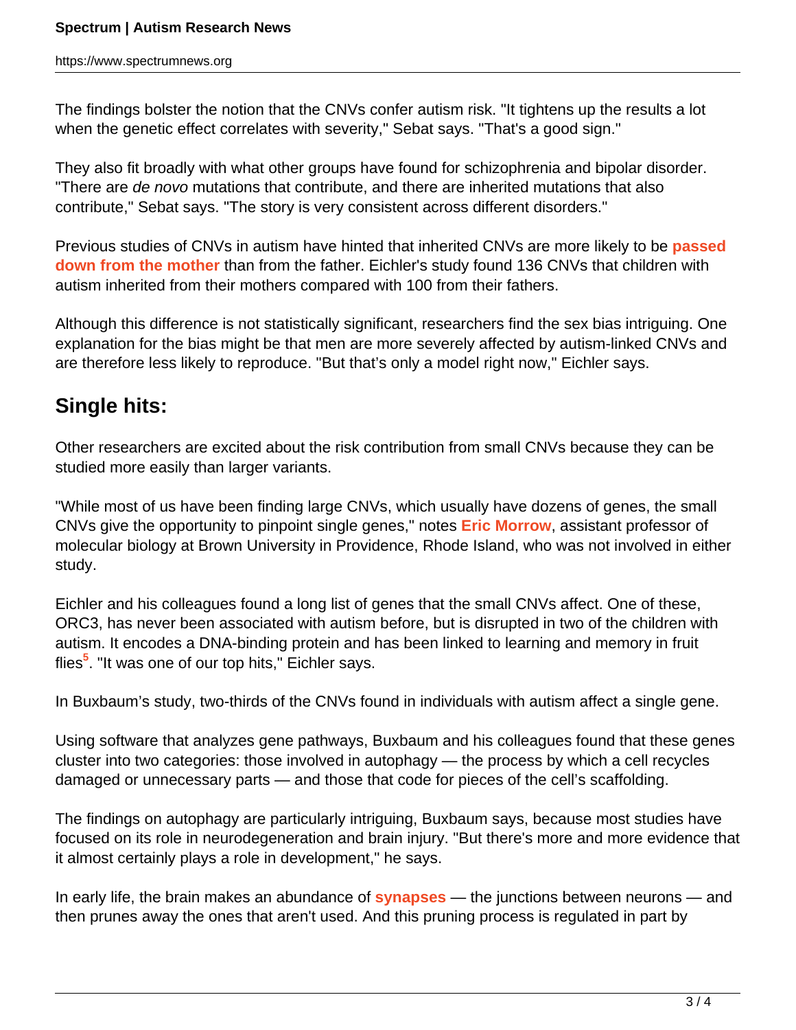The findings bolster the notion that the CNVs confer autism risk. "It tightens up the results a lot when the genetic effect correlates with severity," Sebat says. "That's a good sign."

They also fit broadly with what other groups have found for schizophrenia and bipolar disorder. "There are *de novo* mutations that contribute, and there are inherited mutations that also contribute," Sebat says. "The story is very consistent across different disorders."

Previous studies of CNVs in autism have hinted that inherited CNVs are more likely to be **passed down from the mother** than from the father. Eichler's study found 136 CNVs that children with autism inherited from their mothers compared with 100 from their fathers.

Although this difference is not statistically significant, researchers find the sex bias intriguing. One explanation for the bias might be that men are more severely affected by autism-linked CNVs and are therefore less likely to reproduce. "But that's only a model right now," Eichler says.

## Single hits:

Other researchers are excited about the risk contribution from small CNVs because they can be studied more easily than larger variants.

"While most of us have been finding large CNVs, which usually have dozens of genes, the small CNVs give the opportunity to pinpoint single genes," notes **Eric Morrow**, assistant professor of molecular biology at Brown University in Providence, Rhode Island, who was not involved in either study.

Eichler and his colleagues found a long list of genes that the small CNVs affect. One of these, ORC3, has never been associated with autism before, but is disrupted in two of the children with autism. It encodes a DNA-binding protein and has been linked to learning and memory in fruit flies[5]. "It was one of our top hits," Eichler says.

In Buxbaum's study, two-thirds of the CNVs found in individuals with autism affect a single gene.

Using software that analyzes gene pathways, Buxbaum and his colleagues found that these genes cluster into two categories: those involved in autophagy — the process by which a cell recycles damaged or unnecessary parts — and those that code for pieces of the cell's scaffolding.

The findings on autophagy are particularly intriguing, Buxbaum says, because most studies have focused on its role in neurodegeneration and brain injury. "But there's more and more evidence that it almost certainly plays a role in development," he says.

In early life, the brain makes an abundance of **synapses** — the junctions between neurons — and then prunes away the ones that aren't used. And this pruning process is regulated in part by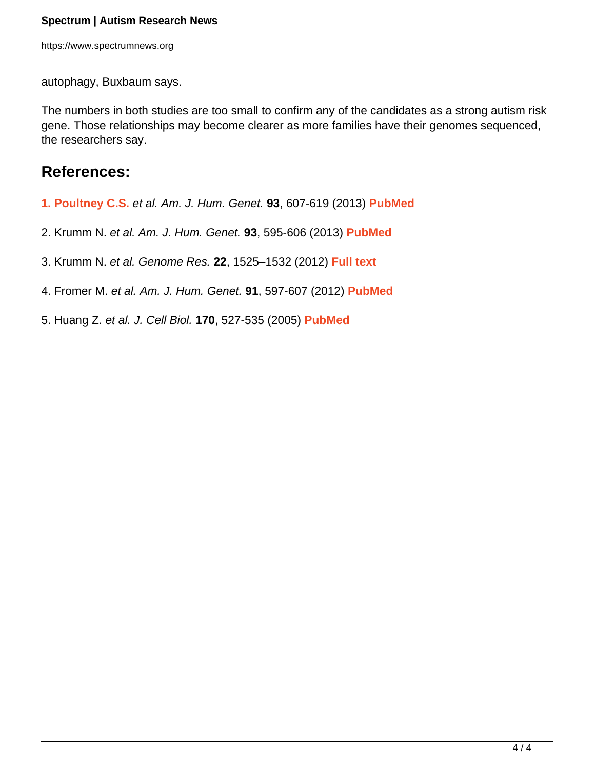autophagy, Buxbaum says.

The numbers in both studies are too small to confirm any of the candidates as a strong autism risk gene. Those relationships may become clearer as more families have their genomes sequenced, the researchers say.

## References:

1. **Poultney C.S.** *et al. Am. J. Hum. Genet.* **93**, 607-619 (2013) **PubMed**

2. Krumm N. *et al. Am. J. Hum. Genet.* **93**, 595-606 (2013) **PubMed**

3. Krumm N. *et al. Genome Res.* **22**, 1525–1532 (2012) **Full text**

4. Fromer M. *et al. Am. J. Hum. Genet.* **91**, 597-607 (2012) **PubMed**

5. Huang Z. *et al. J. Cell Biol.* **170**, 527-535 (2005) **PubMed**